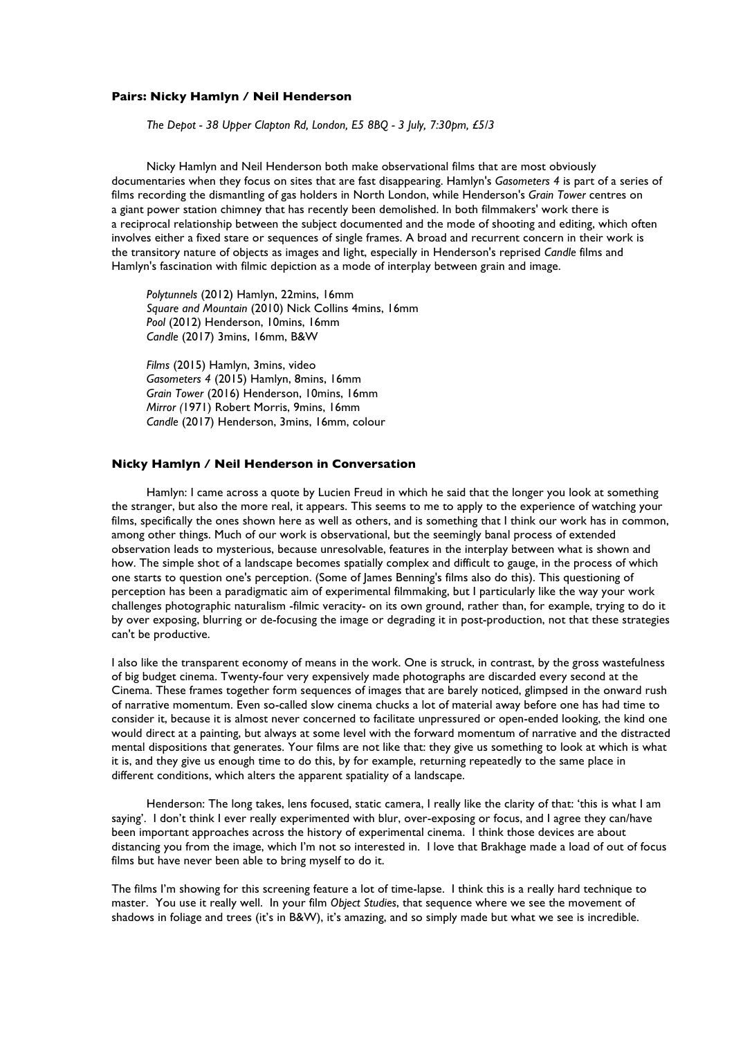### **Pairs: Nicky Hamlyn / Neil Henderson**

*The Depot - 38 Upper Clapton Rd, London, E5 8BQ - 3 July, 7:30pm, £5/3*

Nicky Hamlyn and Neil Henderson both make observational films that are most obviously documentaries when they focus on sites that are fast disappearing. Hamlyn's *Gasometers 4* is part of a series of films recording the dismantling of gas holders in North London, while Henderson's *Grain Tower* centres on a giant power station chimney that has recently been demolished. In both filmmakers' work there is a reciprocal relationship between the subject documented and the mode of shooting and editing, which often involves either a fixed stare or sequences of single frames. A broad and recurrent concern in their work is the transitory nature of objects as images and light, especially in Henderson's reprised *Candle* films and Hamlyn's fascination with filmic depiction as a mode of interplay between grain and image.

*Polytunnels* (2012) Hamlyn, 22mins, 16mm
*Square and Mountain* (2010) Nick Collins 4mins, 16mm
*Pool* (2012) Henderson, 10mins, 16mm
*Candle* (2017) 3mins, 16mm, B&W

*Films* (2015) Hamlyn, 3mins, video
*Gasometers 4* (2015) Hamlyn, 8mins, 16mm
*Grain Tower* (2016) Henderson, 10mins, 16mm
*Mirror (*1971) Robert Morris, 9mins, 16mm
*Candle* (2017) Henderson, 3mins, 16mm, colour

### **Nicky Hamlyn / Neil Henderson in Conversation**

Hamlyn: I came across a quote by Lucien Freud in which he said that the longer you look at something the stranger, but also the more real, it appears. This seems to me to apply to the experience of watching your films, specifically the ones shown here as well as others, and is something that I think our work has in common, among other things. Much of our work is observational, but the seemingly banal process of extended observation leads to mysterious, because unresolvable, features in the interplay between what is shown and how. The simple shot of a landscape becomes spatially complex and difficult to gauge, in the process of which one starts to question one's perception. (Some of James Benning's films also do this). This questioning of perception has been a paradigmatic aim of experimental filmmaking, but I particularly like the way your work challenges photographic naturalism -filmic veracity- on its own ground, rather than, for example, trying to do it by over exposing, blurring or de-focusing the image or degrading it in post-production, not that these strategies can't be productive.

I also like the transparent economy of means in the work. One is struck, in contrast, by the gross wastefulness of big budget cinema. Twenty-four very expensively made photographs are discarded every second at the Cinema. These frames together form sequences of images that are barely noticed, glimpsed in the onward rush of narrative momentum. Even so-called slow cinema chucks a lot of material away before one has had time to consider it, because it is almost never concerned to facilitate unpressured or open-ended looking, the kind one would direct at a painting, but always at some level with the forward momentum of narrative and the distracted mental dispositions that generates. Your films are not like that: they give us something to look at which is what it is, and they give us enough time to do this, by for example, returning repeatedly to the same place in different conditions, which alters the apparent spatiality of a landscape.

Henderson: The long takes, lens focused, static camera, I really like the clarity of that: 'this is what I am saying'. I don't think I ever really experimented with blur, over-exposing or focus, and I agree they can/have been important approaches across the history of experimental cinema. I think those devices are about distancing you from the image, which I'm not so interested in. I love that Brakhage made a load of out of focus films but have never been able to bring myself to do it.

The films I'm showing for this screening feature a lot of time-lapse. I think this is a really hard technique to master. You use it really well. In your film *Object Studies*, that sequence where we see the movement of shadows in foliage and trees (it's in B&W), it's amazing, and so simply made but what we see is incredible.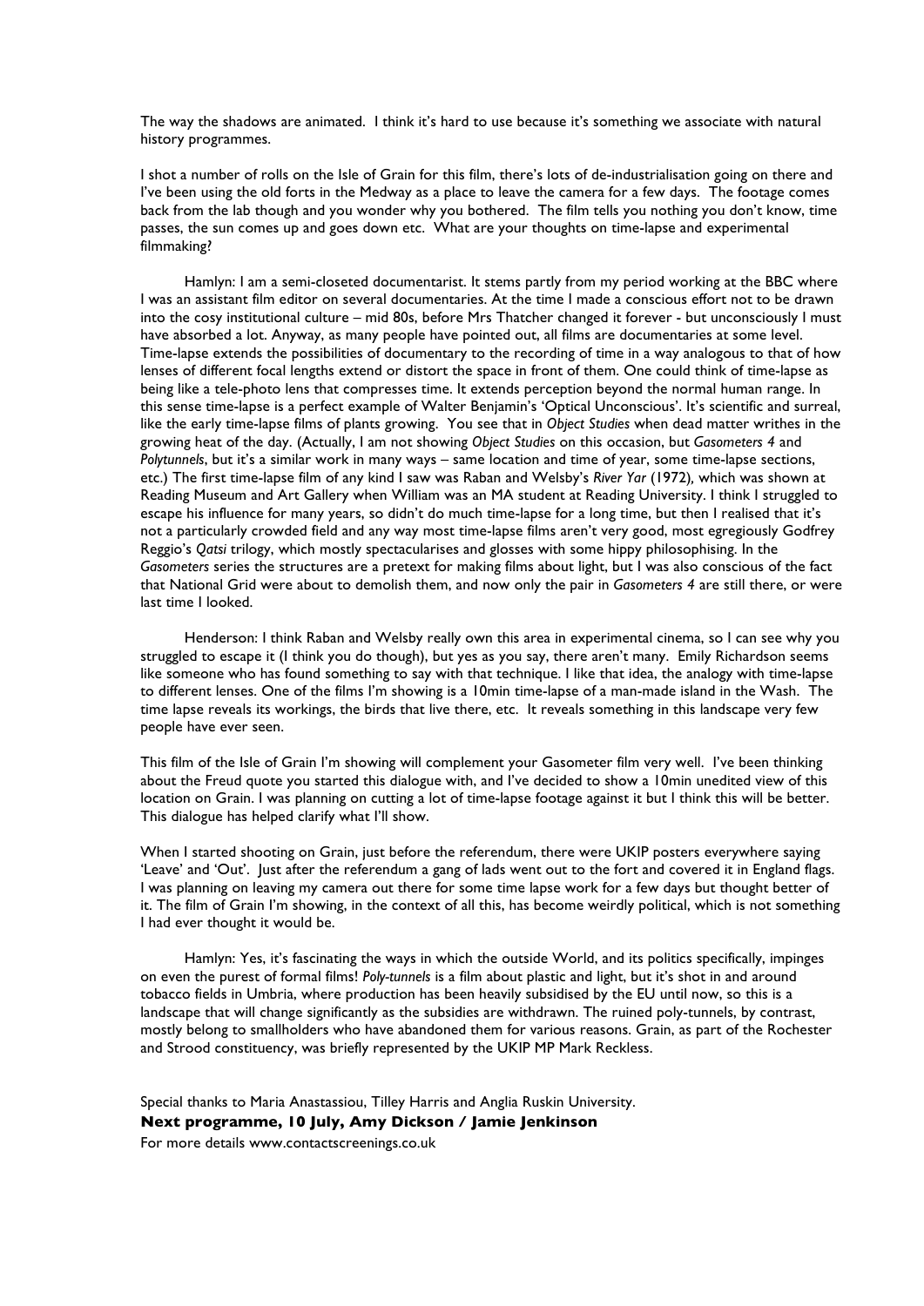The way the shadows are animated. I think it's hard to use because it's something we associate with natural history programmes.

I shot a number of rolls on the Isle of Grain for this film, there's lots of de-industrialisation going on there and I've been using the old forts in the Medway as a place to leave the camera for a few days. The footage comes back from the lab though and you wonder why you bothered. The film tells you nothing you don't know, time passes, the sun comes up and goes down etc. What are your thoughts on time-lapse and experimental filmmaking?

Hamlyn: I am a semi-closeted documentarist. It stems partly from my period working at the BBC where I was an assistant film editor on several documentaries. At the time I made a conscious effort not to be drawn into the cosy institutional culture – mid 80s, before Mrs Thatcher changed it forever - but unconsciously I must have absorbed a lot. Anyway, as many people have pointed out, all films are documentaries at some level. Time-lapse extends the possibilities of documentary to the recording of time in a way analogous to that of how lenses of different focal lengths extend or distort the space in front of them. One could think of time-lapse as being like a tele-photo lens that compresses time. It extends perception beyond the normal human range. In this sense time-lapse is a perfect example of Walter Benjamin's 'Optical Unconscious'. It's scientific and surreal, like the early time-lapse films of plants growing. You see that in *Object Studies* when dead matter writhes in the growing heat of the day. (Actually, I am not showing *Object Studies* on this occasion, but *Gasometers 4* and *Polytunnels*, but it's a similar work in many ways – same location and time of year, some time-lapse sections, etc.) The first time-lapse film of any kind I saw was Raban and Welsby's *River Yar* (1972), which was shown at Reading Museum and Art Gallery when William was an MA student at Reading University. I think I struggled to escape his influence for many years, so didn't do much time-lapse for a long time, but then I realised that it's not a particularly crowded field and any way most time-lapse films aren't very good, most egregiously Godfrey Reggio's *Qatsi* trilogy, which mostly spectacularises and glosses with some hippy philosophising. In the *Gasometers* series the structures are a pretext for making films about light, but I was also conscious of the fact that National Grid were about to demolish them, and now only the pair in *Gasometers 4* are still there, or were last time I looked.

Henderson: I think Raban and Welsby really own this area in experimental cinema, so I can see why you struggled to escape it (I think you do though), but yes as you say, there aren't many. Emily Richardson seems like someone who has found something to say with that technique. I like that idea, the analogy with time-lapse to different lenses. One of the films I'm showing is a 10min time-lapse of a man-made island in the Wash. The time lapse reveals its workings, the birds that live there, etc. It reveals something in this landscape very few people have ever seen.

This film of the Isle of Grain I'm showing will complement your Gasometer film very well. I've been thinking about the Freud quote you started this dialogue with, and I've decided to show a 10min unedited view of this location on Grain. I was planning on cutting a lot of time-lapse footage against it but I think this will be better. This dialogue has helped clarify what I'll show.

When I started shooting on Grain, just before the referendum, there were UKIP posters everywhere saying 'Leave' and 'Out'. Just after the referendum a gang of lads went out to the fort and covered it in England flags. I was planning on leaving my camera out there for some time lapse work for a few days but thought better of it. The film of Grain I'm showing, in the context of all this, has become weirdly political, which is not something I had ever thought it would be.

Hamlyn: Yes, it's fascinating the ways in which the outside World, and its politics specifically, impinges on even the purest of formal films! *Poly-tunnels* is a film about plastic and light, but it's shot in and around tobacco fields in Umbria, where production has been heavily subsidised by the EU until now, so this is a landscape that will change significantly as the subsidies are withdrawn. The ruined poly-tunnels, by contrast, mostly belong to smallholders who have abandoned them for various reasons. Grain, as part of the Rochester and Strood constituency, was briefly represented by the UKIP MP Mark Reckless.

Special thanks to Maria Anastassiou, Tilley Harris and Anglia Ruskin University.

**Next programme, 10 July, Amy Dickson / Jamie Jenkinson**

For more details www.contactscreenings.co.uk